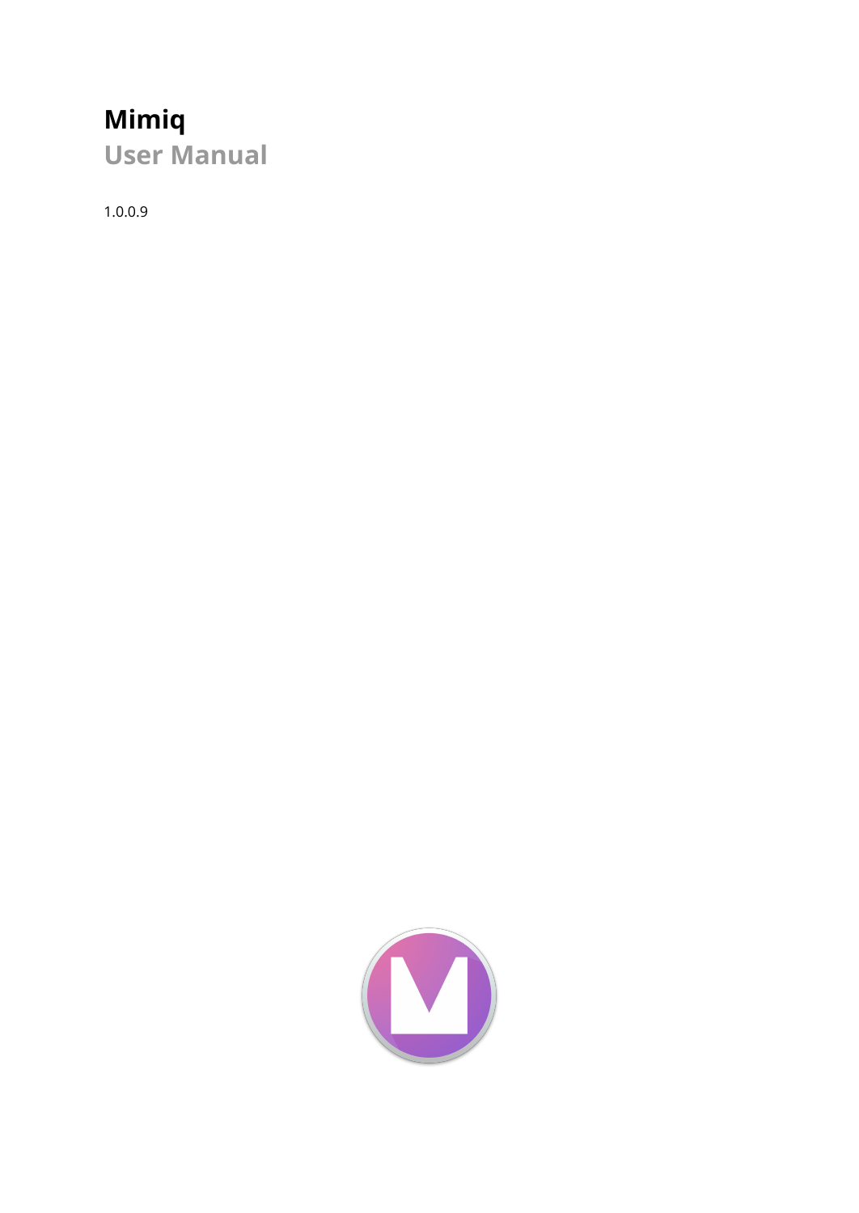# Mimiq

## User Manual

1.0.0.9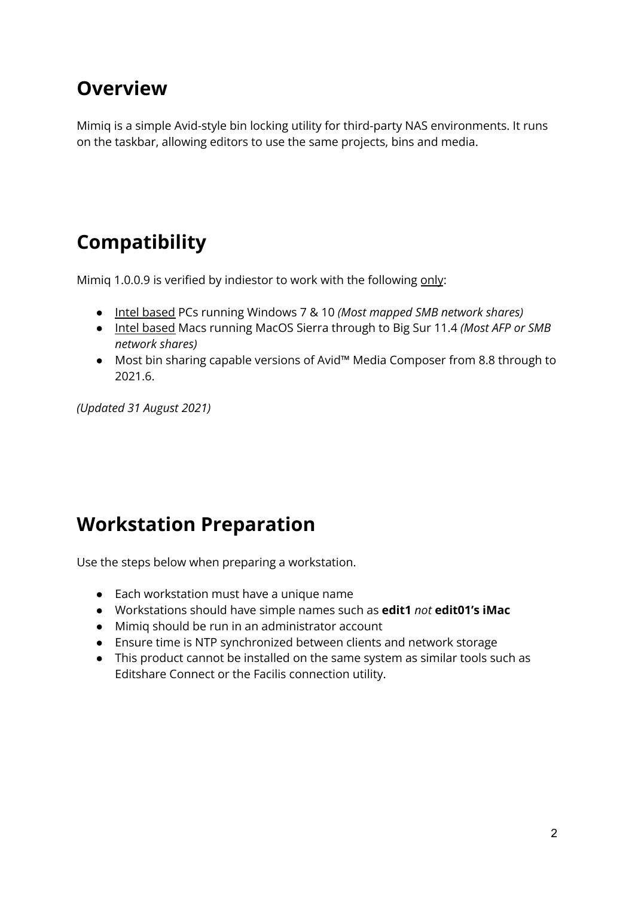## Overview

Mimiq is a simple Avid-style bin locking utility for third-party NAS environments. It runs on the taskbar, allowing editors to use the same projects, bins and media.

## Compatibility

Mimiq 1.0.0.9 is verified by indiestor to work with the following only:

- Intel based PCs running Windows 7 & 10 *(Most mapped SMB network shares)*
- Intel based Macs running MacOS Sierra through to Big Sur 11.4 *(Most AFP or SMB network shares)*
- Most bin sharing capable versions of Avid™ Media Composer from 8.8 through to 2021.6.

*(Updated 31 August 2021)*

## Workstation Preparation

Use the steps below when preparing a workstation.

- Each workstation must have a unique name
- Workstations should have simple names such as **edit1** *not* **edit01's iMac**
- Mimiq should be run in an administrator account
- Ensure time is NTP synchronized between clients and network storage
- This product cannot be installed on the same system as similar tools such as Editshare Connect or the Facilis connection utility.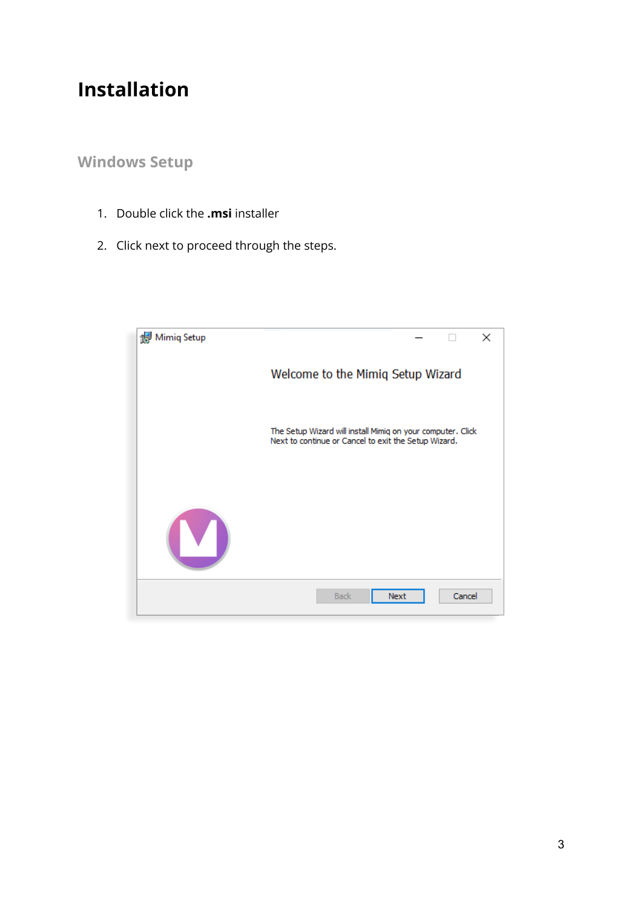# Installation

## Windows Setup

1. Double click the **.msi** installer
2. Click next to proceed through the steps.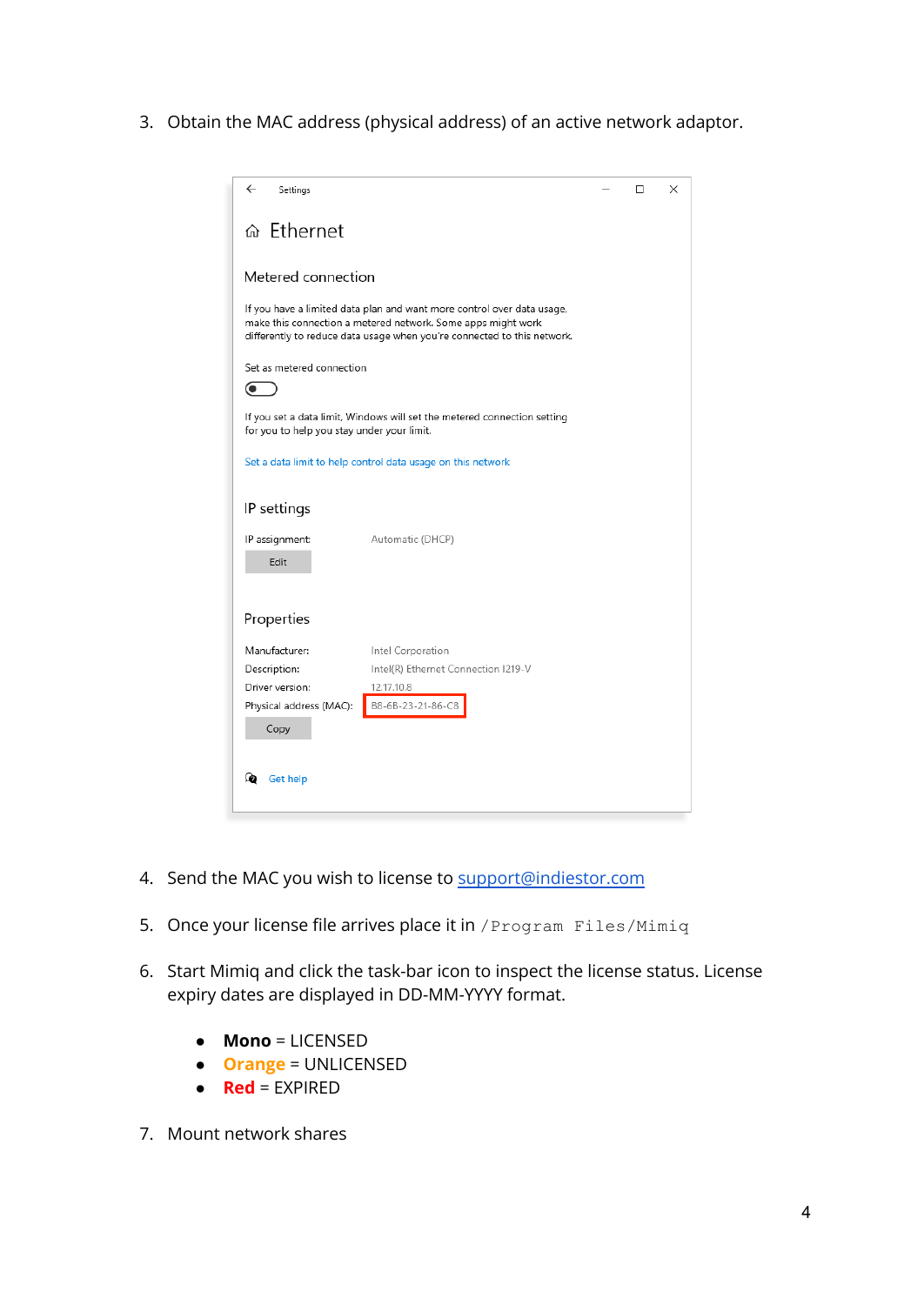3. Obtain the MAC address (physical address) of an active network adaptor.

4. Send the MAC you wish to license to support@indiestor.com

5. Once your license file arrives place it in `/Program Files/Mimiq`

6. Start Mimiq and click the task-bar icon to inspect the license status. License expiry dates are displayed in DD-MM-YYYY format.

   - **Mono** = LICENSED
   - **Orange** = UNLICENSED
   - **Red** = EXPIRED

7. Mount network shares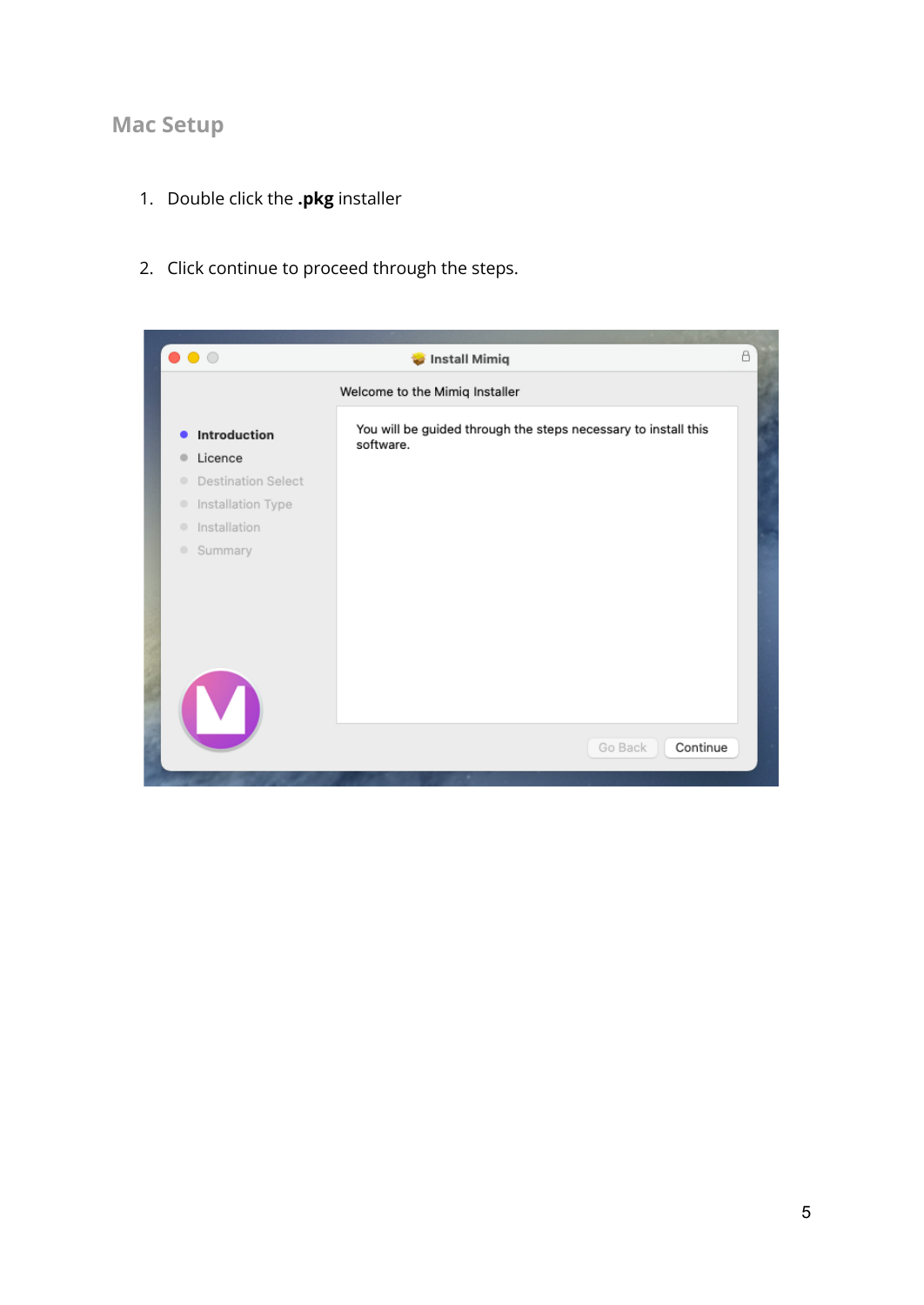## Mac Setup

1. Double click the **.pkg** installer

2. Click continue to proceed through the steps.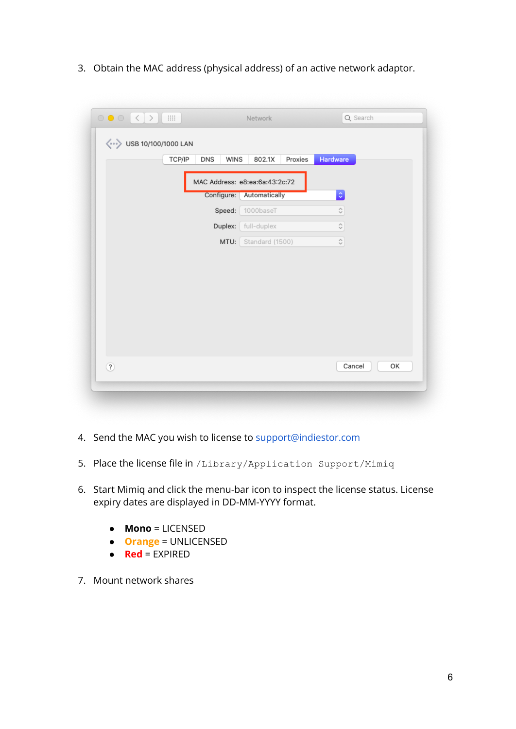3. Obtain the MAC address (physical address) of an active network adaptor.

4. Send the MAC you wish to license to support@indiestor.com

5. Place the license file in `/Library/Application Support/Mimiq`

6. Start Mimiq and click the menu-bar icon to inspect the license status. License expiry dates are displayed in DD-MM-YYYY format.

   - **Mono** = LICENSED
   - **Orange** = UNLICENSED
   - **Red** = EXPIRED

7. Mount network shares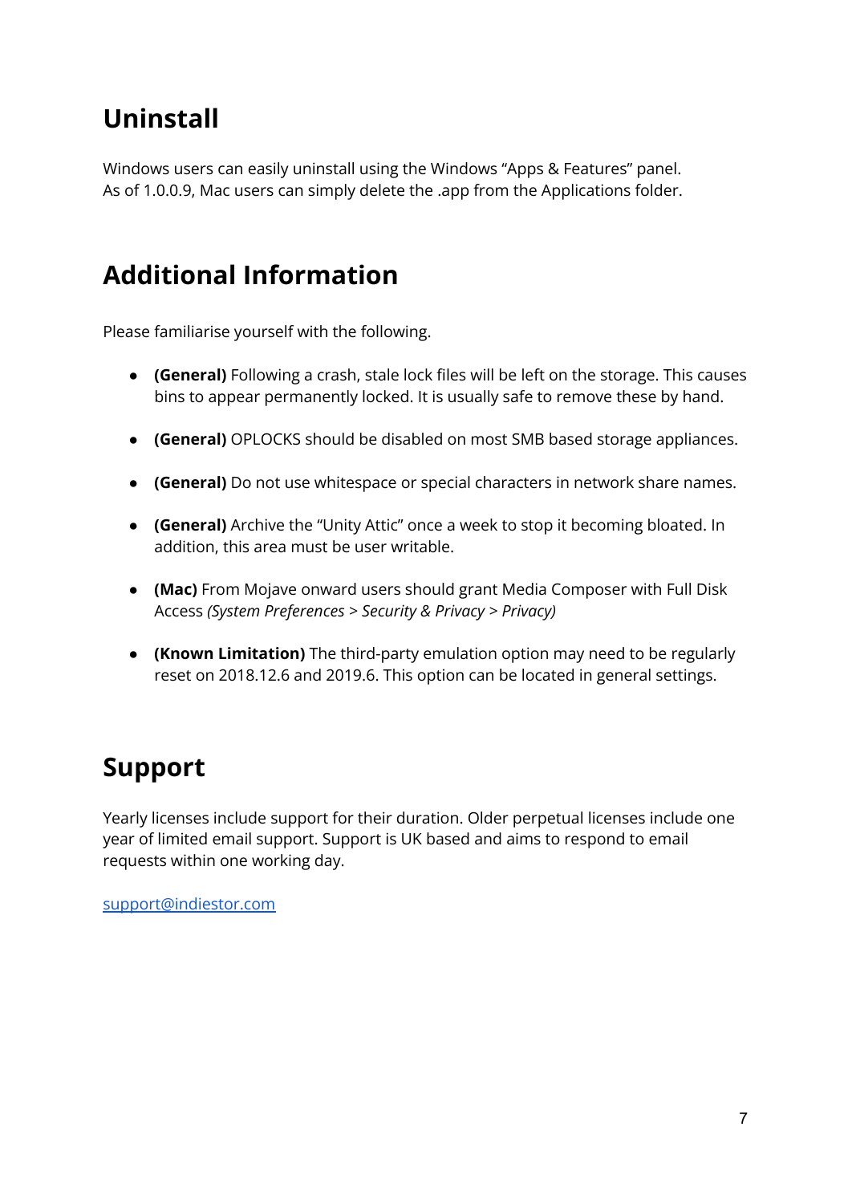# Uninstall

Windows users can easily uninstall using the Windows “Apps & Features” panel.
As of 1.0.0.9, Mac users can simply delete the .app from the Applications folder.

# Additional Information

Please familiarise yourself with the following.

- **(General)** Following a crash, stale lock files will be left on the storage. This causes bins to appear permanently locked. It is usually safe to remove these by hand.

- **(General)** OPLOCKS should be disabled on most SMB based storage appliances.

- **(General)** Do not use whitespace or special characters in network share names.

- **(General)** Archive the “Unity Attic” once a week to stop it becoming bloated. In addition, this area must be user writable.

- **(Mac)** From Mojave onward users should grant Media Composer with Full Disk Access *(System Preferences > Security & Privacy > Privacy)*

- **(Known Limitation)** The third-party emulation option may need to be regularly reset on 2018.12.6 and 2019.6. This option can be located in general settings.

# Support

Yearly licenses include support for their duration. Older perpetual licenses include one year of limited email support. Support is UK based and aims to respond to email requests within one working day.

support@indiestor.com